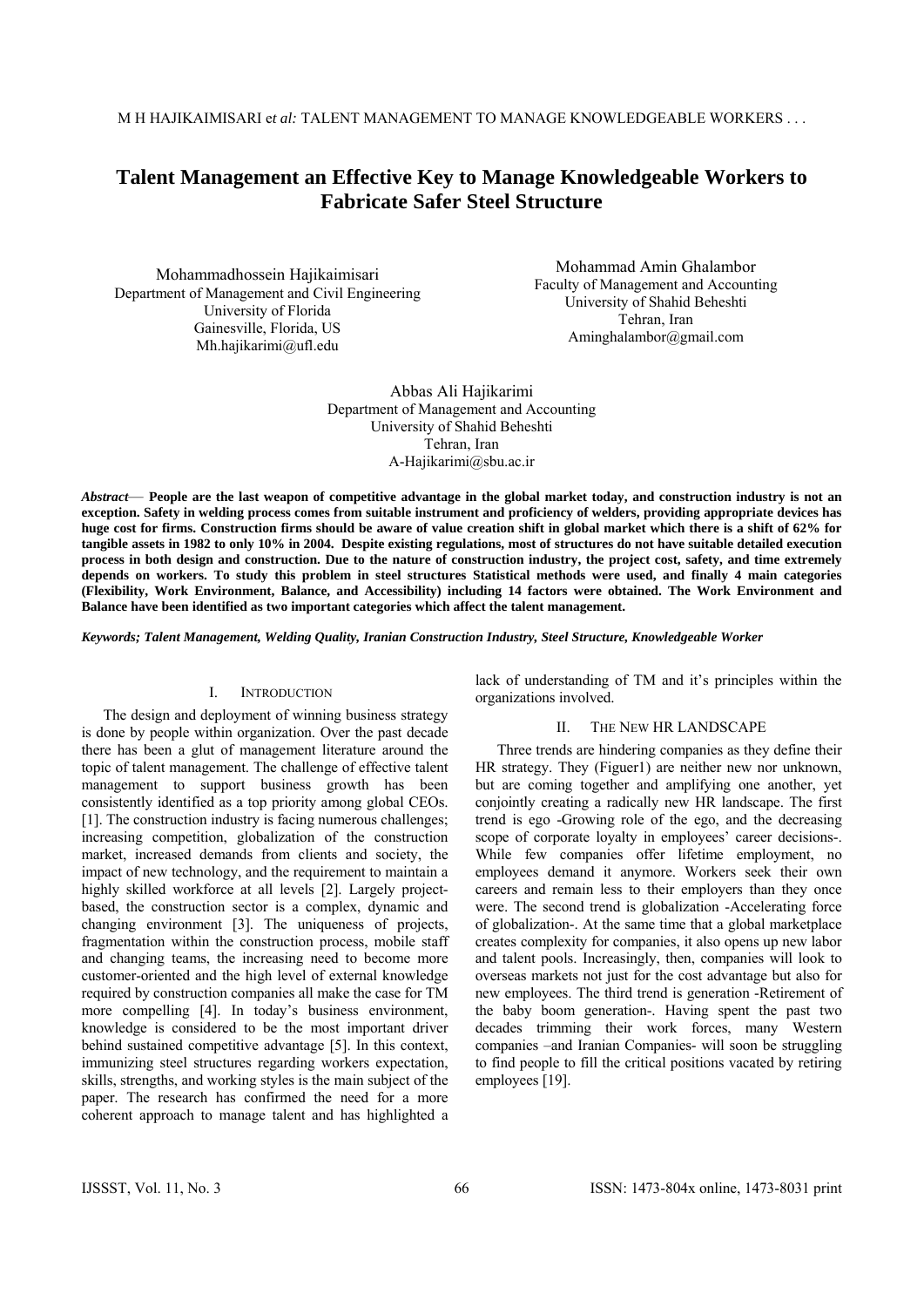# Talent Management an Effective Key to Manage Knowledgeable Workers to Fabricate Safer Steel Structure

Mohammadhossein Hajikaimisari
Department of Management and Civil Engineering
University of Florida
Gainesville, Florida, US
Mh.hajikarimi@ufl.edu

Mohammad Amin Ghalambor
Faculty of Management and Accounting
University of Shahid Beheshti
Tehran, Iran
Aminghalambor@gmail.com

Abbas Ali Hajikarimi
Department of Management and Accounting
University of Shahid Beheshti
Tehran, Iran
A-Hajikarimi@sbu.ac.ir

***Abstract*— People are the last weapon of competitive advantage in the global market today, and construction industry is not an exception. Safety in welding process comes from suitable instrument and proficiency of welders, providing appropriate devices has huge cost for firms. Construction firms should be aware of value creation shift in global market which there is a shift of 62% for tangible assets in 1982 to only 10% in 2004. Despite existing regulations, most of structures do not have suitable detailed execution process in both design and construction. Due to the nature of construction industry, the project cost, safety, and time extremely depends on workers. To study this problem in steel structures Statistical methods were used, and finally 4 main categories (Flexibility, Work Environment, Balance, and Accessibility) including 14 factors were obtained. The Work Environment and Balance have been identified as two important categories which affect the talent management.**

***Keywords; Talent Management, Welding Quality, Iranian Construction Industry, Steel Structure, Knowledgeable Worker***

## I. Introduction

The design and deployment of winning business strategy is done by people within organization. Over the past decade there has been a glut of management literature around the topic of talent management. The challenge of effective talent management to support business growth has been consistently identified as a top priority among global CEOs. [1]. The construction industry is facing numerous challenges; increasing competition, globalization of the construction market, increased demands from clients and society, the impact of new technology, and the requirement to maintain a highly skilled workforce at all levels [2]. Largely project-based, the construction sector is a complex, dynamic and changing environment [3]. The uniqueness of projects, fragmentation within the construction process, mobile staff and changing teams, the increasing need to become more customer-oriented and the high level of external knowledge required by construction companies all make the case for TM more compelling [4]. In today's business environment, knowledge is considered to be the most important driver behind sustained competitive advantage [5]. In this context, immunizing steel structures regarding workers expectation, skills, strengths, and working styles is the main subject of the paper. The research has confirmed the need for a more coherent approach to manage talent and has highlighted a lack of understanding of TM and it's principles within the organizations involved.

## II. The New HR Landscape

Three trends are hindering companies as they define their HR strategy. They (Figuer1) are neither new nor unknown, but are coming together and amplifying one another, yet conjointly creating a radically new HR landscape. The first trend is ego -Growing role of the ego, and the decreasing scope of corporate loyalty in employees' career decisions-. While few companies offer lifetime employment, no employees demand it anymore. Workers seek their own careers and remain less to their employers than they once were. The second trend is globalization -Accelerating force of globalization-. At the same time that a global marketplace creates complexity for companies, it also opens up new labor and talent pools. Increasingly, then, companies will look to overseas markets not just for the cost advantage but also for new employees. The third trend is generation -Retirement of the baby boom generation-. Having spent the past two decades trimming their work forces, many Western companies –and Iranian Companies- will soon be struggling to find people to fill the critical positions vacated by retiring employees [19].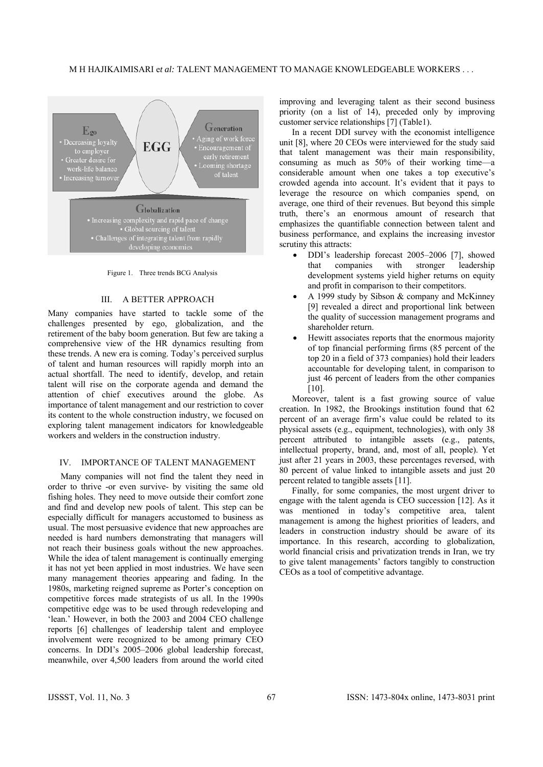Figure 1. Three trends BCG Analysis

## III. A BETTER APPROACH

Many companies have started to tackle some of the challenges presented by ego, globalization, and the retirement of the baby boom generation. But few are taking a comprehensive view of the HR dynamics resulting from these trends. A new era is coming. Today's perceived surplus of talent and human resources will rapidly morph into an actual shortfall. The need to identify, develop, and retain talent will rise on the corporate agenda and demand the attention of chief executives around the globe. As importance of talent management and our restriction to cover its content to the whole construction industry, we focused on exploring talent management indicators for knowledgeable workers and welders in the construction industry.

## IV. IMPORTANCE OF TALENT MANAGEMENT

Many companies will not find the talent they need in order to thrive -or even survive- by visiting the same old fishing holes. They need to move outside their comfort zone and find and develop new pools of talent. This step can be especially difficult for managers accustomed to business as usual. The most persuasive evidence that new approaches are needed is hard numbers demonstrating that managers will not reach their business goals without the new approaches. While the idea of talent management is continually emerging it has not yet been applied in most industries. We have seen many management theories appearing and fading. In the 1980s, marketing reigned supreme as Porter's conception on competitive forces made strategists of us all. In the 1990s competitive edge was to be used through redeveloping and 'lean.' However, in both the 2003 and 2004 CEO challenge reports [6] challenges of leadership talent and employee involvement were recognized to be among primary CEO concerns. In DDI's 2005–2006 global leadership forecast, meanwhile, over 4,500 leaders from around the world cited improving and leveraging talent as their second business priority (on a list of 14), preceded only by improving customer service relationships [7] (Table1).

In a recent DDI survey with the economist intelligence unit [8], where 20 CEOs were interviewed for the study said that talent management was their main responsibility, consuming as much as 50% of their working time—a considerable amount when one takes a top executive's crowded agenda into account. It's evident that it pays to leverage the resource on which companies spend, on average, one third of their revenues. But beyond this simple truth, there's an enormous amount of research that emphasizes the quantifiable connection between talent and business performance, and explains the increasing investor scrutiny this attracts:

- DDI's leadership forecast 2005–2006 [7], showed that companies with stronger leadership development systems yield higher returns on equity and profit in comparison to their competitors.
- A 1999 study by Sibson & company and McKinney [9] revealed a direct and proportional link between the quality of succession management programs and shareholder return.
- Hewitt associates reports that the enormous majority of top financial performing firms (85 percent of the top 20 in a field of 373 companies) hold their leaders accountable for developing talent, in comparison to just 46 percent of leaders from the other companies [10].

Moreover, talent is a fast growing source of value creation. In 1982, the Brookings institution found that 62 percent of an average firm's value could be related to its physical assets (e.g., equipment, technologies), with only 38 percent attributed to intangible assets (e.g., patents, intellectual property, brand, and, most of all, people). Yet just after 21 years in 2003, these percentages reversed, with 80 percent of value linked to intangible assets and just 20 percent related to tangible assets [11].

Finally, for some companies, the most urgent driver to engage with the talent agenda is CEO succession [12]. As it was mentioned in today's competitive area, talent management is among the highest priorities of leaders, and leaders in construction industry should be aware of its importance. In this research, according to globalization, world financial crisis and privatization trends in Iran, we try to give talent managements' factors tangibly to construction CEOs as a tool of competitive advantage.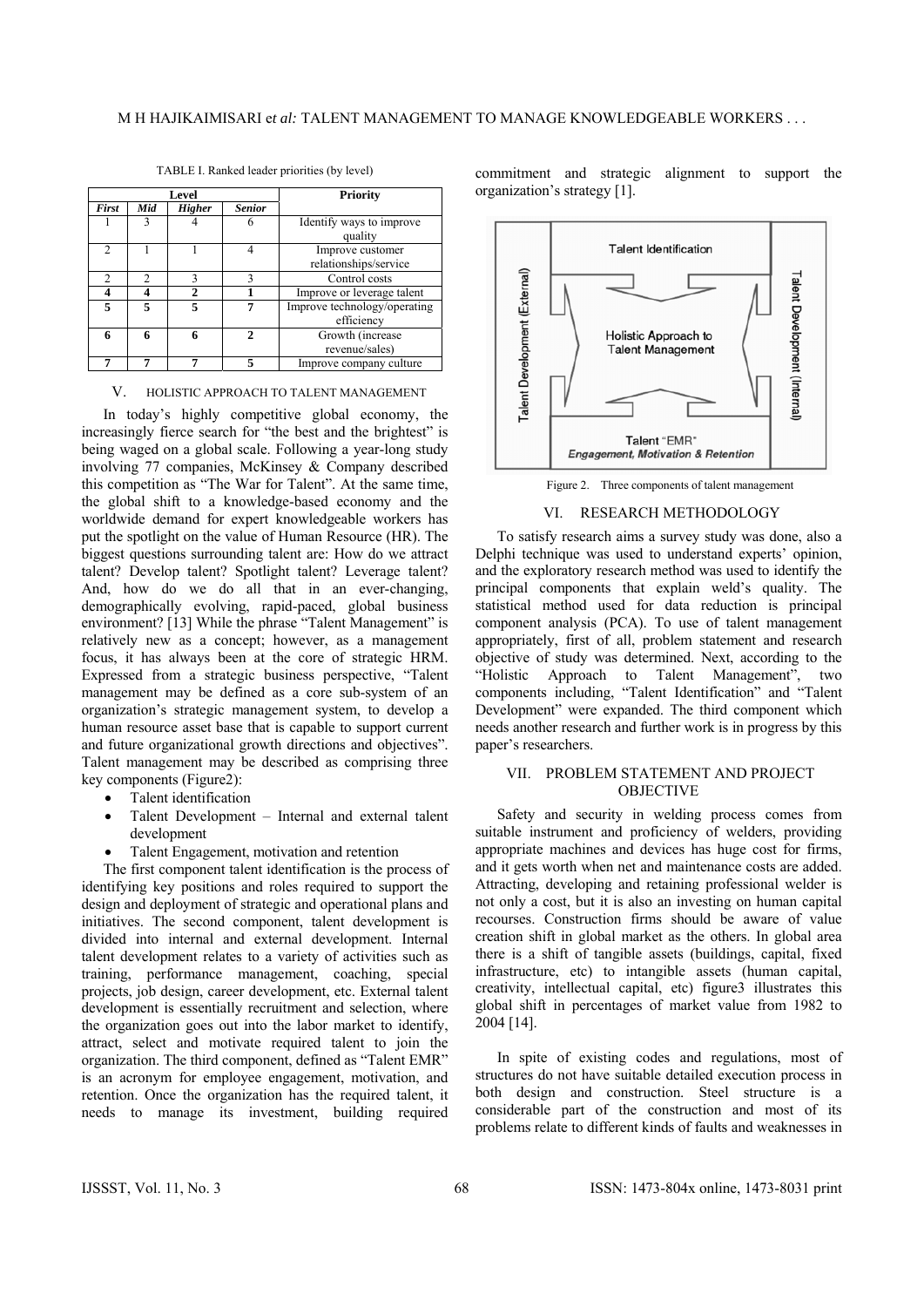TABLE I. Ranked leader priorities (by level)

| Level | | | | Priority |
|---|---|---|---|---|
| *First* | *Mid* | *Higher* | *Senior* | |
| 1 | 3 | 4 | 6 | Identify ways to improve quality |
| 2 | 1 | 1 | 4 | Improve customer relationships/service |
| 2 | 2 | 3 | 3 | Control costs |
| **4** | **4** | **2** | **1** | Improve or leverage talent |
| **5** | **5** | **5** | **7** | Improve technology/operating efficiency |
| **6** | **6** | **6** | **2** | Growth (increase revenue/sales) |
| **7** | **7** | **7** | **5** | Improve company culture |

## V. HOLISTIC APPROACH TO TALENT MANAGEMENT

In today's highly competitive global economy, the increasingly fierce search for "the best and the brightest" is being waged on a global scale. Following a year-long study involving 77 companies, McKinsey & Company described this competition as "The War for Talent". At the same time, the global shift to a knowledge-based economy and the worldwide demand for expert knowledgeable workers has put the spotlight on the value of Human Resource (HR). The biggest questions surrounding talent are: How do we attract talent? Develop talent? Spotlight talent? Leverage talent? And, how do we do all that in an ever-changing, demographically evolving, rapid-paced, global business environment? [13] While the phrase "Talent Management" is relatively new as a concept; however, as a management focus, it has always been at the core of strategic HRM. Expressed from a strategic business perspective, "Talent management may be defined as a core sub-system of an organization's strategic management system, to develop a human resource asset base that is capable to support current and future organizational growth directions and objectives". Talent management may be described as comprising three key components (Figure2):

- Talent identification
- Talent Development – Internal and external talent development
- Talent Engagement, motivation and retention

The first component talent identification is the process of identifying key positions and roles required to support the design and deployment of strategic and operational plans and initiatives. The second component, talent development is divided into internal and external development. Internal talent development relates to a variety of activities such as training, performance management, coaching, special projects, job design, career development, etc. External talent development is essentially recruitment and selection, where the organization goes out into the labor market to identify, attract, select and motivate required talent to join the organization. The third component, defined as "Talent EMR" is an acronym for employee engagement, motivation, and retention. Once the organization has the required talent, it needs to manage its investment, building required commitment and strategic alignment to support the organization's strategy [1].

Talent Identification

Talent Development (External)

Holistic Approach to Talent Management

Talent Development (Internal)

Talent "EMR"
*Engagement, Motivation & Retention*

Figure 2. Three components of talent management

## VI. RESEARCH METHODOLOGY

To satisfy research aims a survey study was done, also a Delphi technique was used to understand experts' opinion, and the exploratory research method was used to identify the principal components that explain weld's quality. The statistical method used for data reduction is principal component analysis (PCA). To use of talent management appropriately, first of all, problem statement and research objective of study was determined. Next, according to the "Holistic Approach to Talent Management", two components including, "Talent Identification" and "Talent Development" were expanded. The third component which needs another research and further work is in progress by this paper's researchers.

## VII. PROBLEM STATEMENT AND PROJECT OBJECTIVE

Safety and security in welding process comes from suitable instrument and proficiency of welders, providing appropriate machines and devices has huge cost for firms, and it gets worth when net and maintenance costs are added. Attracting, developing and retaining professional welder is not only a cost, but it is also an investing on human capital recourses. Construction firms should be aware of value creation shift in global market as the others. In global area there is a shift of tangible assets (buildings, capital, fixed infrastructure, etc) to intangible assets (human capital, creativity, intellectual capital, etc) figure3 illustrates this global shift in percentages of market value from 1982 to 2004 [14].

In spite of existing codes and regulations, most of structures do not have suitable detailed execution process in both design and construction. Steel structure is a considerable part of the construction and most of its problems relate to different kinds of faults and weaknesses in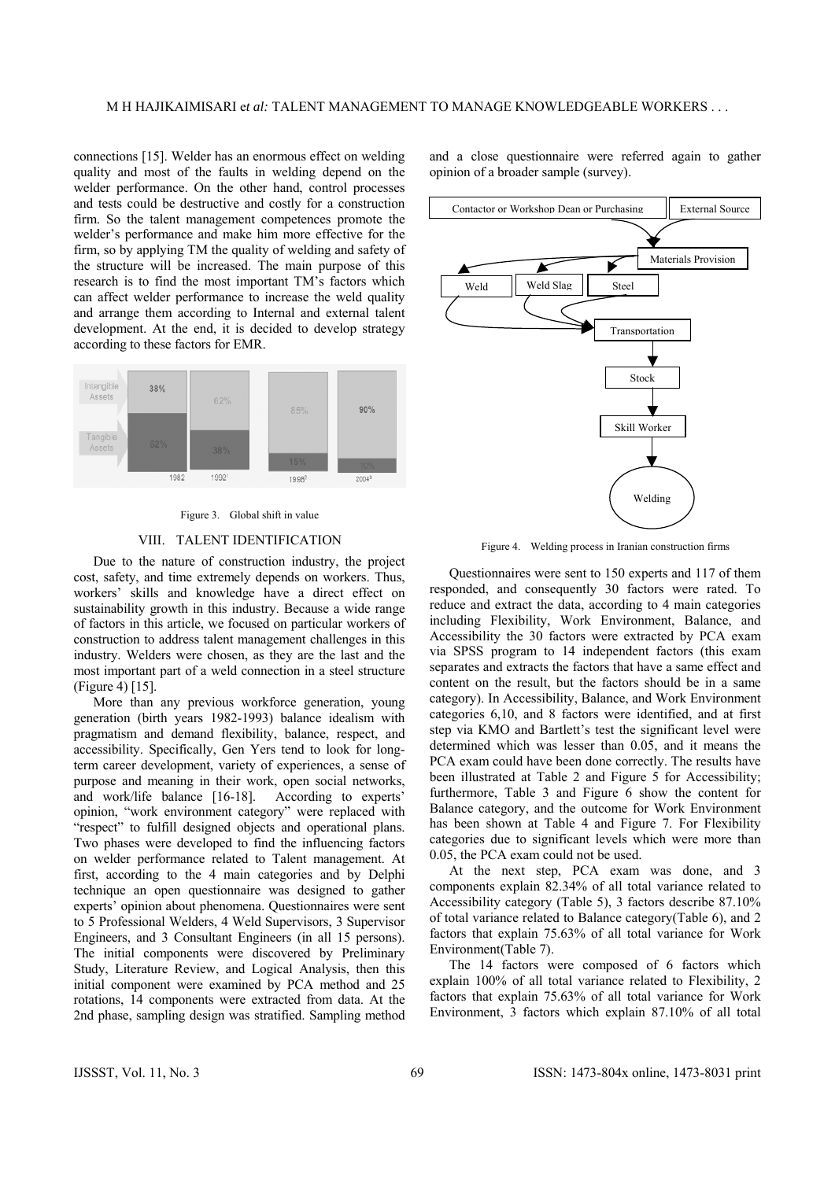connections [15]. Welder has an enormous effect on welding quality and most of the faults in welding depend on the welder performance. On the other hand, control processes and tests could be destructive and costly for a construction firm. So the talent management competences promote the welder's performance and make him more effective for the firm, so by applying TM the quality of welding and safety of the structure will be increased. The main purpose of this research is to find the most important TM's factors which can affect welder performance to increase the weld quality and arrange them according to Internal and external talent development. At the end, it is decided to develop strategy according to these factors for EMR.

Figure 3. Global shift in value

## VIII. TALENT IDENTIFICATION

Due to the nature of construction industry, the project cost, safety, and time extremely depends on workers. Thus, workers' skills and knowledge have a direct effect on sustainability growth in this industry. Because a wide range of factors in this article, we focused on particular workers of construction to address talent management challenges in this industry. Welders were chosen, as they are the last and the most important part of a weld connection in a steel structure (Figure 4) [15].

More than any previous workforce generation, young generation (birth years 1982-1993) balance idealism with pragmatism and demand flexibility, balance, respect, and accessibility. Specifically, Gen Yers tend to look for long-term career development, variety of experiences, a sense of purpose and meaning in their work, open social networks, and work/life balance [16-18]. According to experts' opinion, "work environment category" were replaced with "respect" to fulfill designed objects and operational plans. Two phases were developed to find the influencing factors on welder performance related to Talent management. At first, according to the 4 main categories and by Delphi technique an open questionnaire was designed to gather experts' opinion about phenomena. Questionnaires were sent to 5 Professional Welders, 4 Weld Supervisors, 3 Supervisor Engineers, and 3 Consultant Engineers (in all 15 persons). The initial components were discovered by Preliminary Study, Literature Review, and Logical Analysis, then this initial component were examined by PCA method and 25 rotations, 14 components were extracted from data. At the 2nd phase, sampling design was stratified. Sampling method and a close questionnaire were referred again to gather opinion of a broader sample (survey).

Figure 4. Welding process in Iranian construction firms

Questionnaires were sent to 150 experts and 117 of them responded, and consequently 30 factors were rated. To reduce and extract the data, according to 4 main categories including Flexibility, Work Environment, Balance, and Accessibility the 30 factors were extracted by PCA exam via SPSS program to 14 independent factors (this exam separates and extracts the factors that have a same effect and content on the result, but the factors should be in a same category). In Accessibility, Balance, and Work Environment categories 6,10, and 8 factors were identified, and at first step via KMO and Bartlett's test the significant level were determined which was lesser than 0.05, and it means the PCA exam could have been done correctly. The results have been illustrated at Table 2 and Figure 5 for Accessibility; furthermore, Table 3 and Figure 6 show the content for Balance category, and the outcome for Work Environment has been shown at Table 4 and Figure 7. For Flexibility categories due to significant levels which were more than 0.05, the PCA exam could not be used.

At the next step, PCA exam was done, and 3 components explain 82.34% of all total variance related to Accessibility category (Table 5), 3 factors describe 87.10% of total variance related to Balance category(Table 6), and 2 factors that explain 75.63% of all total variance for Work Environment(Table 7).

The 14 factors were composed of 6 factors which explain 100% of all total variance related to Flexibility, 2 factors that explain 75.63% of all total variance for Work Environment, 3 factors which explain 87.10% of all total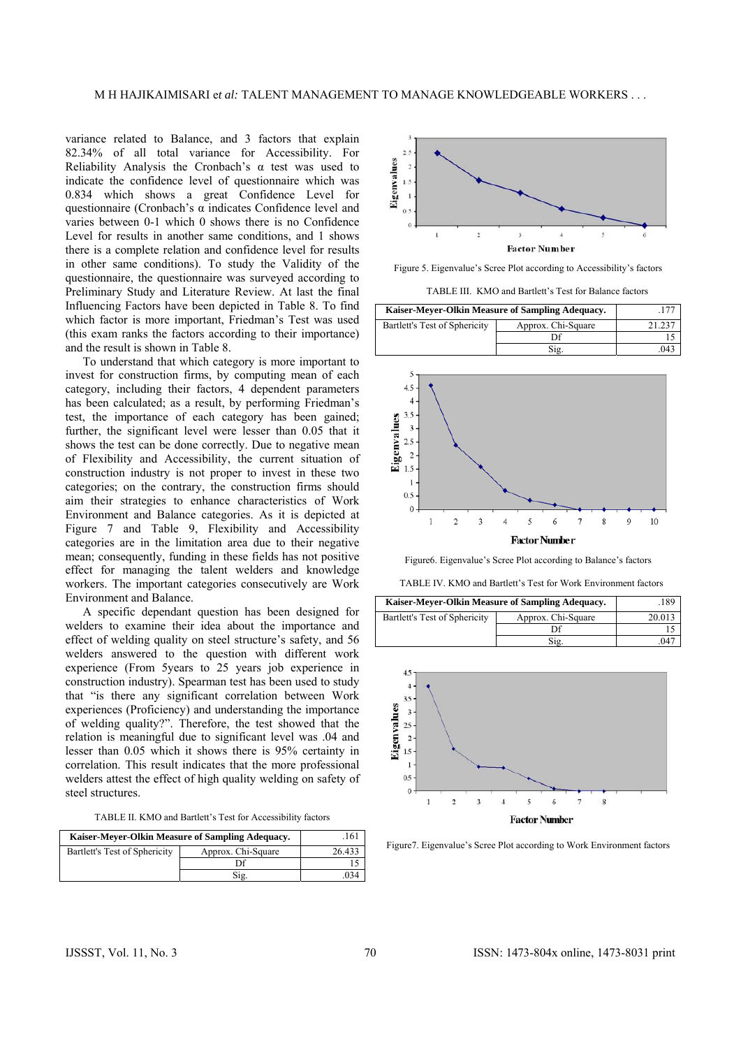variance related to Balance, and 3 factors that explain 82.34% of all total variance for Accessibility. For Reliability Analysis the Cronbach's α test was used to indicate the confidence level of questionnaire which was 0.834 which shows a great Confidence Level for questionnaire (Cronbach's α indicates Confidence level and varies between 0-1 which 0 shows there is no Confidence Level for results in another same conditions, and 1 shows there is a complete relation and confidence level for results in other same conditions). To study the Validity of the questionnaire, the questionnaire was surveyed according to Preliminary Study and Literature Review. At last the final Influencing Factors have been depicted in Table 8. To find which factor is more important, Friedman's Test was used (this exam ranks the factors according to their importance) and the result is shown in Table 8.

To understand that which category is more important to invest for construction firms, by computing mean of each category, including their factors, 4 dependent parameters has been calculated; as a result, by performing Friedman's test, the importance of each category has been gained; further, the significant level were lesser than 0.05 that it shows the test can be done correctly. Due to negative mean of Flexibility and Accessibility, the current situation of construction industry is not proper to invest in these two categories; on the contrary, the construction firms should aim their strategies to enhance characteristics of Work Environment and Balance categories. As it is depicted at Figure 7 and Table 9, Flexibility and Accessibility categories are in the limitation area due to their negative mean; consequently, funding in these fields has not positive effect for managing the talent welders and knowledge workers. The important categories consecutively are Work Environment and Balance.

A specific dependant question has been designed for welders to examine their idea about the importance and effect of welding quality on steel structure's safety, and 56 welders answered to the question with different work experience (From 5years to 25 years job experience in construction industry). Spearman test has been used to study that "is there any significant correlation between Work experiences (Proficiency) and understanding the importance of welding quality?". Therefore, the test showed that the relation is meaningful due to significant level was .04 and lesser than 0.05 which it shows there is 95% certainty in correlation. This result indicates that the more professional welders attest the effect of high quality welding on safety of steel structures.

TABLE II. KMO and Bartlett's Test for Accessibility factors

| Kaiser-Meyer-Olkin Measure of Sampling Adequacy. | | .161 |
|---|---|---|
| Bartlett's Test of Sphericity | Approx. Chi-Square | 26.433 |
| | Df | 15 |
| | Sig. | .034 |

Figure 5. Eigenvalue's Scree Plot according to Accessibility's factors

TABLE III. KMO and Bartlett's Test for Balance factors

| Kaiser-Meyer-Olkin Measure of Sampling Adequacy. | | .177 |
|---|---|---|
| Bartlett's Test of Sphericity | Approx. Chi-Square | 21.237 |
| | Df | 15 |
| | Sig. | .043 |

Figure6. Eigenvalue's Scree Plot according to Balance's factors

TABLE IV. KMO and Bartlett's Test for Work Environment factors

| Kaiser-Meyer-Olkin Measure of Sampling Adequacy. | | .189 |
|---|---|---|
| Bartlett's Test of Sphericity | Approx. Chi-Square | 20.013 |
| | Df | 15 |
| | Sig. | .047 |

Figure7. Eigenvalue's Scree Plot according to Work Environment factors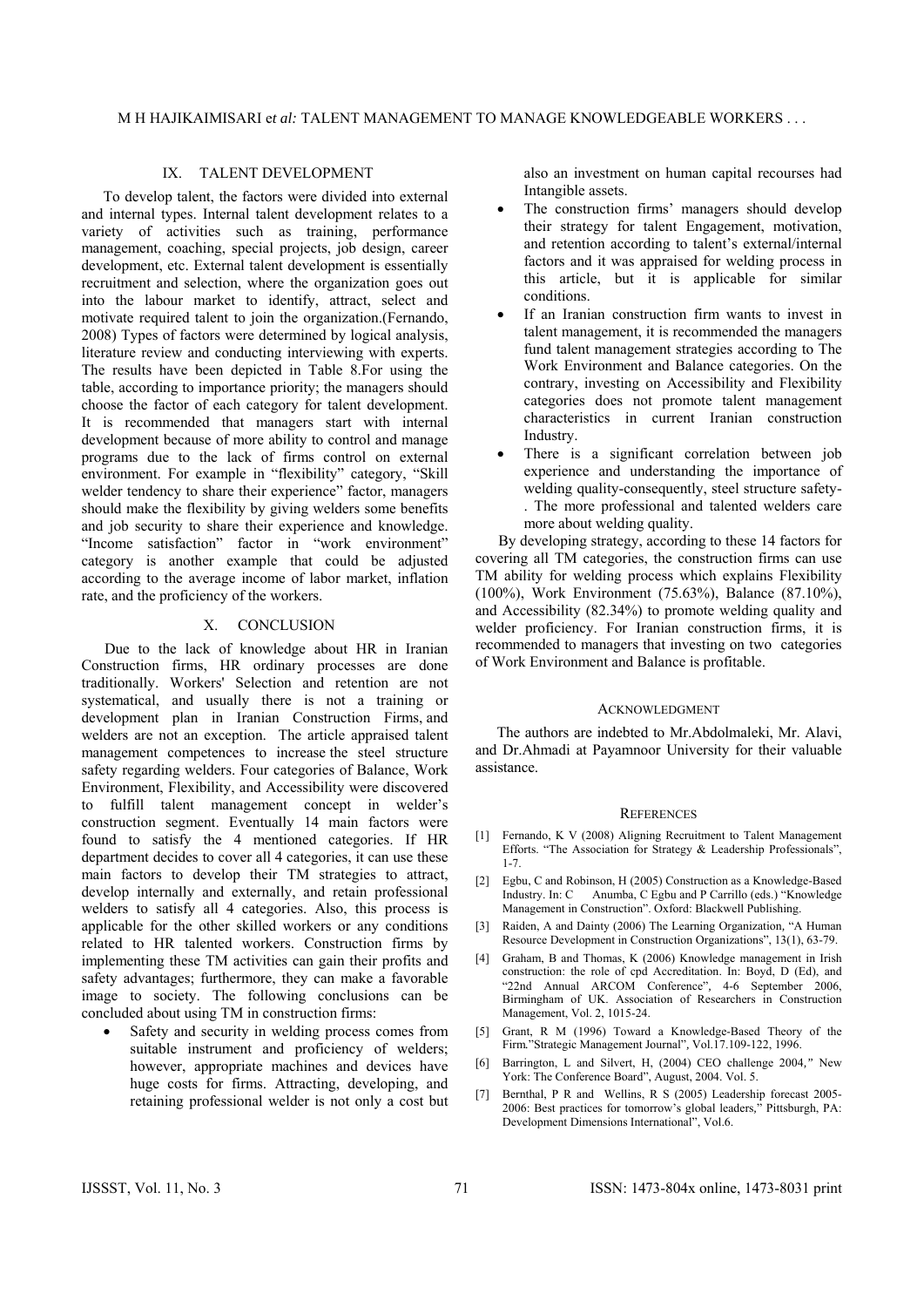## IX. TALENT DEVELOPMENT

To develop talent, the factors were divided into external and internal types. Internal talent development relates to a variety of activities such as training, performance management, coaching, special projects, job design, career development, etc. External talent development is essentially recruitment and selection, where the organization goes out into the labour market to identify, attract, select and motivate required talent to join the organization.(Fernando, 2008) Types of factors were determined by logical analysis, literature review and conducting interviewing with experts. The results have been depicted in Table 8.For using the table, according to importance priority; the managers should choose the factor of each category for talent development. It is recommended that managers start with internal development because of more ability to control and manage programs due to the lack of firms control on external environment. For example in "flexibility" category, "Skill welder tendency to share their experience" factor, managers should make the flexibility by giving welders some benefits and job security to share their experience and knowledge. "Income satisfaction" factor in "work environment" category is another example that could be adjusted according to the average income of labor market, inflation rate, and the proficiency of the workers.

## X. CONCLUSION

Due to the lack of knowledge about HR in Iranian Construction firms, HR ordinary processes are done traditionally. Workers' Selection and retention are not systematical, and usually there is not a training or development plan in Iranian Construction Firms, and welders are not an exception. The article appraised talent management competences to increase the steel structure safety regarding welders. Four categories of Balance, Work Environment, Flexibility, and Accessibility were discovered to fulfill talent management concept in welder's construction segment. Eventually 14 main factors were found to satisfy the 4 mentioned categories. If HR department decides to cover all 4 categories, it can use these main factors to develop their TM strategies to attract, develop internally and externally, and retain professional welders to satisfy all 4 categories. Also, this process is applicable for the other skilled workers or any conditions related to HR talented workers. Construction firms by implementing these TM activities can gain their profits and safety advantages; furthermore, they can make a favorable image to society. The following conclusions can be concluded about using TM in construction firms:

- Safety and security in welding process comes from suitable instrument and proficiency of welders; however, appropriate machines and devices have huge costs for firms. Attracting, developing, and retaining professional welder is not only a cost but also an investment on human capital recourses had Intangible assets.
- The construction firms' managers should develop their strategy for talent Engagement, motivation, and retention according to talent's external/internal factors and it was appraised for welding process in this article, but it is applicable for similar conditions.
- If an Iranian construction firm wants to invest in talent management, it is recommended the managers fund talent management strategies according to The Work Environment and Balance categories. On the contrary, investing on Accessibility and Flexibility categories does not promote talent management characteristics in current Iranian construction Industry.
- There is a significant correlation between job experience and understanding the importance of welding quality-consequently, steel structure safety-. The more professional and talented welders care more about welding quality.

By developing strategy, according to these 14 factors for covering all TM categories, the construction firms can use TM ability for welding process which explains Flexibility (100%), Work Environment (75.63%), Balance (87.10%), and Accessibility (82.34%) to promote welding quality and welder proficiency. For Iranian construction firms, it is recommended to managers that investing on two categories of Work Environment and Balance is profitable.

### ACKNOWLEDGMENT

The authors are indebted to Mr.Abdolmaleki, Mr. Alavi, and Dr.Ahmadi at Payamnoor University for their valuable assistance.

### REFERENCES

[1] Fernando, K V (2008) Aligning Recruitment to Talent Management Efforts. "The Association for Strategy & Leadership Professionals", 1-7.

[2] Egbu, C and Robinson, H (2005) Construction as a Knowledge-Based Industry. In: C Anumba, C Egbu and P Carrillo (eds.) "Knowledge Management in Construction". Oxford: Blackwell Publishing.

[3] Raiden, A and Dainty (2006) The Learning Organization, "A Human Resource Development in Construction Organizations", 13(1), 63-79.

[4] Graham, B and Thomas, K (2006) Knowledge management in Irish construction: the role of cpd Accreditation. In: Boyd, D (Ed), and "22nd Annual ARCOM Conference", 4-6 September 2006, Birmingham of UK. Association of Researchers in Construction Management, Vol. 2, 1015-24.

[5] Grant, R M (1996) Toward a Knowledge-Based Theory of the Firm."Strategic Management Journal", Vol.17.109-122, 1996.

[6] Barrington, L and Silvert, H, (2004) CEO challenge 2004," New York: The Conference Board", August, 2004. Vol. 5.

[7] Bernthal, P R and Wellins, R S (2005) Leadership forecast 2005-2006: Best practices for tomorrow's global leaders," Pittsburgh, PA: Development Dimensions International", Vol.6.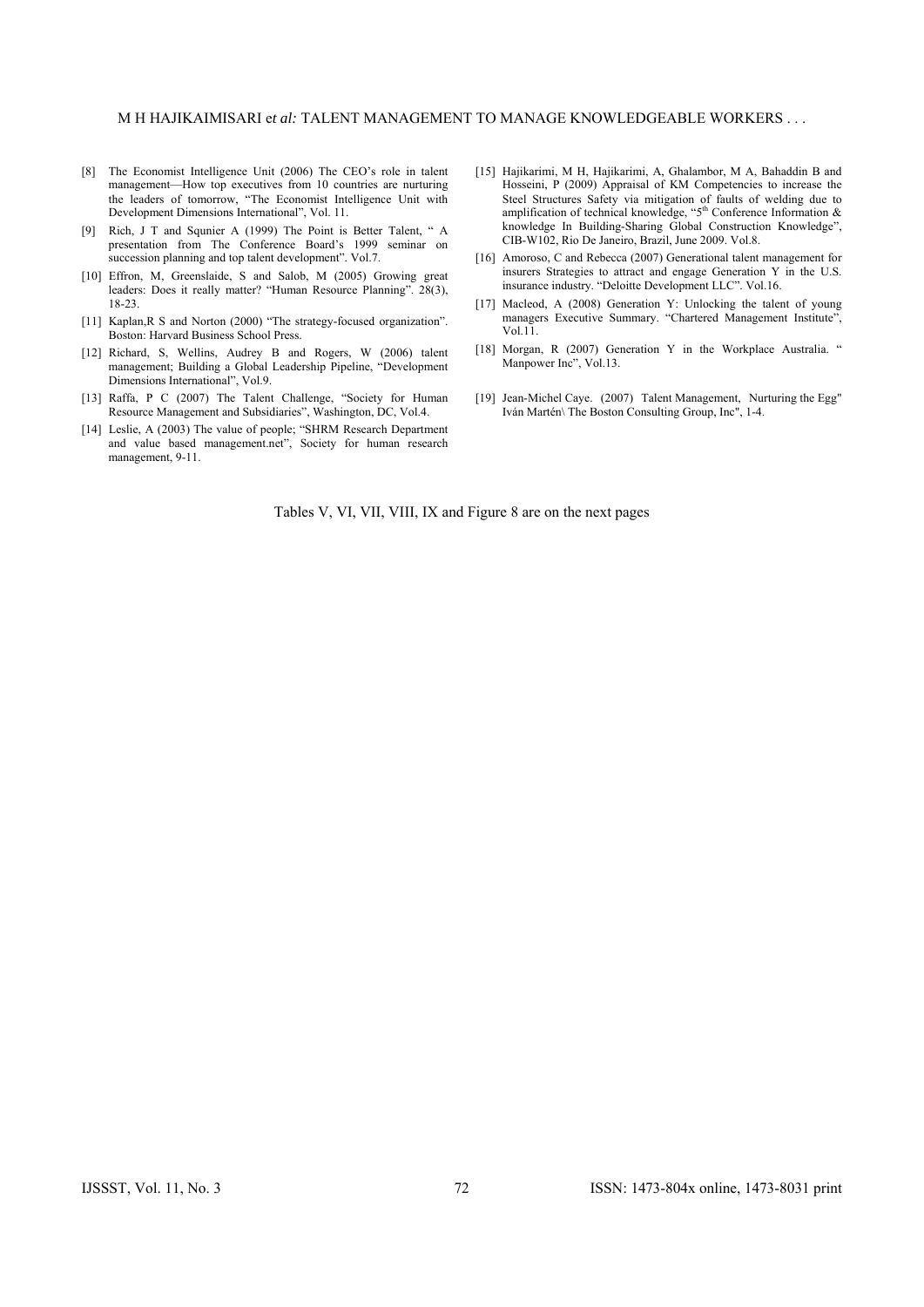[8] The Economist Intelligence Unit (2006) The CEO's role in talent management—How top executives from 10 countries are nurturing the leaders of tomorrow, "The Economist Intelligence Unit with Development Dimensions International", Vol. 11.

[9] Rich, J T and Squnier A (1999) The Point is Better Talent, " A presentation from The Conference Board's 1999 seminar on succession planning and top talent development". Vol.7.

[10] Effron, M, Greenslaide, S and Salob, M (2005) Growing great leaders: Does it really matter? "Human Resource Planning". 28(3), 18-23.

[11] Kaplan,R S and Norton (2000) "The strategy-focused organization". Boston: Harvard Business School Press.

[12] Richard, S, Wellins, Audrey B and Rogers, W (2006) talent management; Building a Global Leadership Pipeline, "Development Dimensions International", Vol.9.

[13] Raffa, P C (2007) The Talent Challenge, "Society for Human Resource Management and Subsidiaries", Washington, DC, Vol.4.

[14] Leslie, A (2003) The value of people; "SHRM Research Department and value based management.net", Society for human research management, 9-11.

[15] Hajikarimi, M H, Hajikarimi, A, Ghalambor, M A, Bahaddin B and Hosseini, P (2009) Appraisal of KM Competencies to increase the Steel Structures Safety via mitigation of faults of welding due to amplification of technical knowledge, "5th Conference Information & knowledge In Building-Sharing Global Construction Knowledge", CIB-W102, Rio De Janeiro, Brazil, June 2009. Vol.8.

[16] Amoroso, C and Rebecca (2007) Generational talent management for insurers Strategies to attract and engage Generation Y in the U.S. insurance industry. "Deloitte Development LLC". Vol.16.

[17] Macleod, A (2008) Generation Y: Unlocking the talent of young managers Executive Summary. "Chartered Management Institute", Vol.11.

[18] Morgan, R (2007) Generation Y in the Workplace Australia. " Manpower Inc", Vol.13.

[19] Jean-Michel Caye. (2007) Talent Management, Nurturing the Egg" Iván Martén\ The Boston Consulting Group, Inc", 1-4.

Tables V, VI, VII, VIII, IX and Figure 8 are on the next pages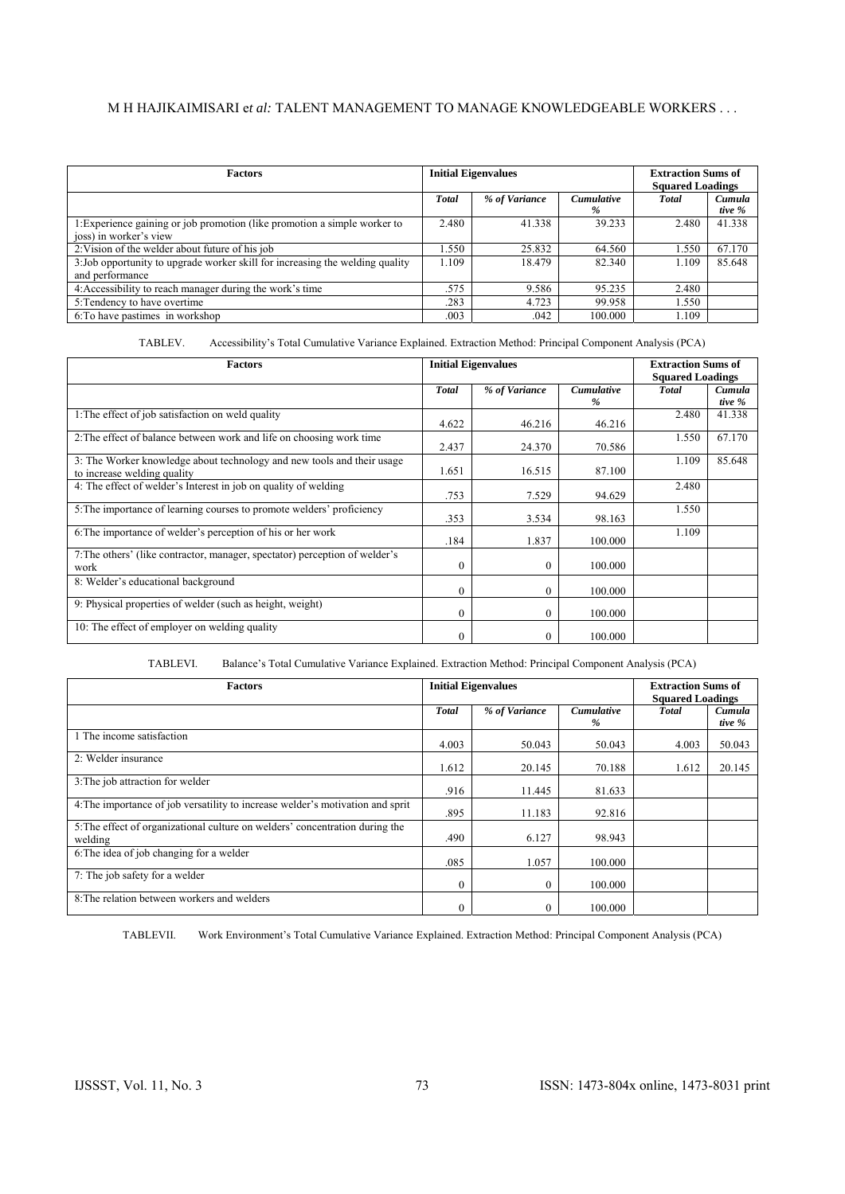| Factors | Initial Eigenvalues | | | Extraction Sums of Squared Loadings | |
|---|---|---|---|---|---|
| | *Total* | *% of Variance* | *Cumulative %* | *Total* | *Cumulative %* |
| 1:Experience gaining or job promotion (like promotion a simple worker to joss) in worker's view | 2.480 | 41.338 | 39.233 | 2.480 | 41.338 |
| 2:Vision of the welder about future of his job | 1.550 | 25.832 | 64.560 | 1.550 | 67.170 |
| 3:Job opportunity to upgrade worker skill for increasing the welding quality and performance | 1.109 | 18.479 | 82.340 | 1.109 | 85.648 |
| 4:Accessibility to reach manager during the work's time | .575 | 9.586 | 95.235 | 2.480 | |
| 5:Tendency to have overtime | .283 | 4.723 | 99.958 | 1.550 | |
| 6:To have pastimes in workshop | .003 | .042 | 100.000 | 1.109 | |

TABLEV. Accessibility's Total Cumulative Variance Explained. Extraction Method: Principal Component Analysis (PCA)

| Factors | Initial Eigenvalues | | | Extraction Sums of Squared Loadings | |
|---|---|---|---|---|---|
| | *Total* | *% of Variance* | *Cumulative %* | *Total* | *Cumulative %* |
| 1:The effect of job satisfaction on weld quality | 4.622 | 46.216 | 46.216 | 2.480 | 41.338 |
| 2:The effect of balance between work and life on choosing work time | 2.437 | 24.370 | 70.586 | 1.550 | 67.170 |
| 3: The Worker knowledge about technology and new tools and their usage to increase welding quality | 1.651 | 16.515 | 87.100 | 1.109 | 85.648 |
| 4: The effect of welder's Interest in job on quality of welding | .753 | 7.529 | 94.629 | 2.480 | |
| 5:The importance of learning courses to promote welders' proficiency | .353 | 3.534 | 98.163 | 1.550 | |
| 6:The importance of welder's perception of his or her work | .184 | 1.837 | 100.000 | 1.109 | |
| 7:The others' (like contractor, manager, spectator) perception of welder's work | 0 | 0 | 100.000 | | |
| 8: Welder's educational background | 0 | 0 | 100.000 | | |
| 9: Physical properties of welder (such as height, weight) | 0 | 0 | 100.000 | | |
| 10: The effect of employer on welding quality | 0 | 0 | 100.000 | | |

TABLEVI. Balance's Total Cumulative Variance Explained. Extraction Method: Principal Component Analysis (PCA)

| Factors | Initial Eigenvalues | | | Extraction Sums of Squared Loadings | |
|---|---|---|---|---|---|
| | *Total* | *% of Variance* | *Cumulative %* | *Total* | *Cumulative %* |
| 1 The income satisfaction | 4.003 | 50.043 | 50.043 | 4.003 | 50.043 |
| 2: Welder insurance | 1.612 | 20.145 | 70.188 | 1.612 | 20.145 |
| 3:The job attraction for welder | .916 | 11.445 | 81.633 | | |
| 4:The importance of job versatility to increase welder's motivation and sprit | .895 | 11.183 | 92.816 | | |
| 5:The effect of organizational culture on welders' concentration during the welding | .490 | 6.127 | 98.943 | | |
| 6:The idea of job changing for a welder | .085 | 1.057 | 100.000 | | |
| 7: The job safety for a welder | 0 | 0 | 100.000 | | |
| 8:The relation between workers and welders | 0 | 0 | 100.000 | | |

TABLEVII. Work Environment's Total Cumulative Variance Explained. Extraction Method: Principal Component Analysis (PCA)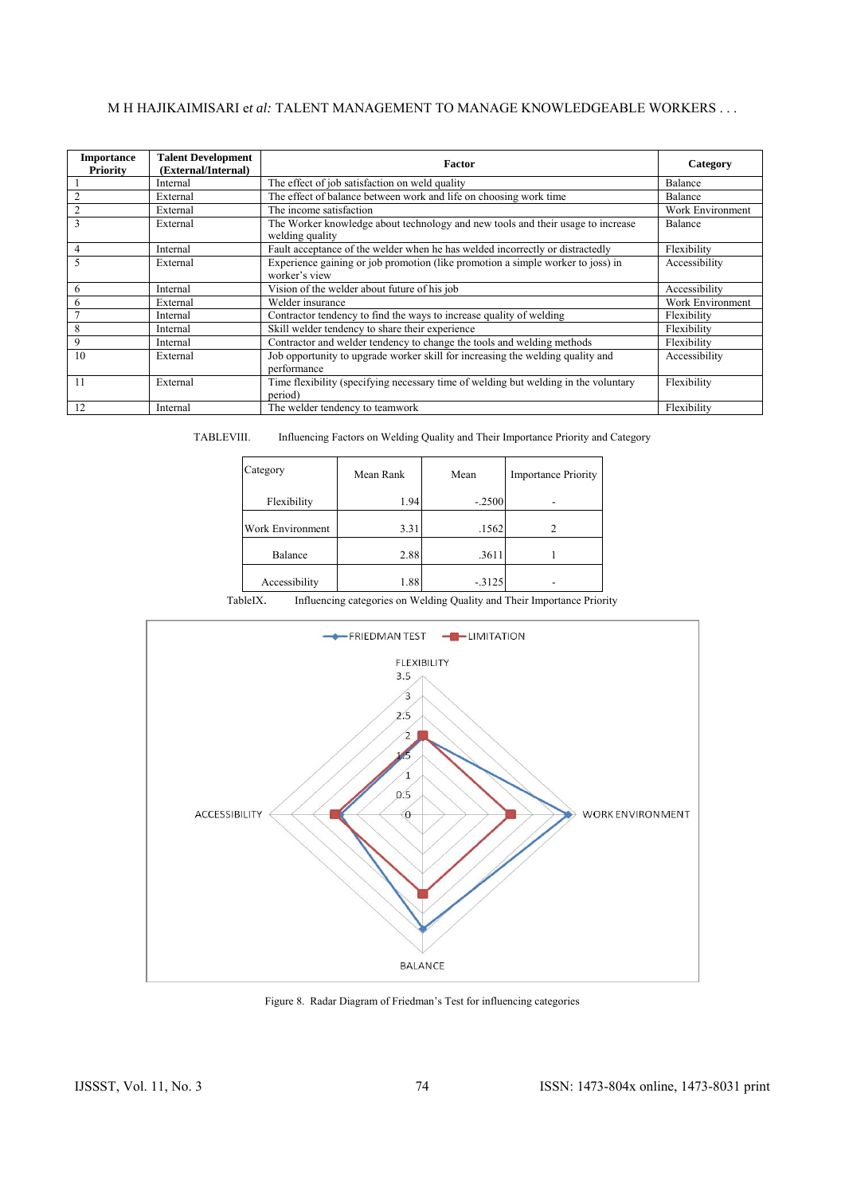| Importance Priority | Talent Development (External/Internal) | Factor | Category |
|---|---|---|---|
| 1 | Internal | The effect of job satisfaction on weld quality | Balance |
| 2 | External | The effect of balance between work and life on choosing work time | Balance |
| 2 | External | The income satisfaction | Work Environment |
| 3 | External | The Worker knowledge about technology and new tools and their usage to increase welding quality | Balance |
| 4 | Internal | Fault acceptance of the welder when he has welded incorrectly or distractedly | Flexibility |
| 5 | External | Experience gaining or job promotion (like promotion a simple worker to joss) in worker's view | Accessibility |
| 6 | Internal | Vision of the welder about future of his job | Accessibility |
| 6 | External | Welder insurance | Work Environment |
| 7 | Internal | Contractor tendency to find the ways to increase quality of welding | Flexibility |
| 8 | Internal | Skill welder tendency to share their experience | Flexibility |
| 9 | Internal | Contractor and welder tendency to change the tools and welding methods | Flexibility |
| 10 | External | Job opportunity to upgrade worker skill for increasing the welding quality and performance | Accessibility |
| 11 | External | Time flexibility (specifying necessary time of welding but welding in the voluntary period) | Flexibility |
| 12 | Internal | The welder tendency to teamwork | Flexibility |

TABLEVIII. Influencing Factors on Welding Quality and Their Importance Priority and Category

| Category | Mean Rank | Mean | Importance Priority |
|---|---|---|---|
| Flexibility | 1.94 | -.2500 | - |
| Work Environment | 3.31 | .1562 | 2 |
| Balance | 2.88 | .3611 | 1 |
| Accessibility | 1.88 | -.3125 | - |

TableIX. Influencing categories on Welding Quality and Their Importance Priority

FRIEDMAN TEST
LIMITATION
FLEXIBILITY
3.5
3
2.5
2
1.5
1
0.5
0
WORK ENVIRONMENT
BALANCE
ACCESSIBILITY

Figure 8. Radar Diagram of Friedman's Test for influencing categories